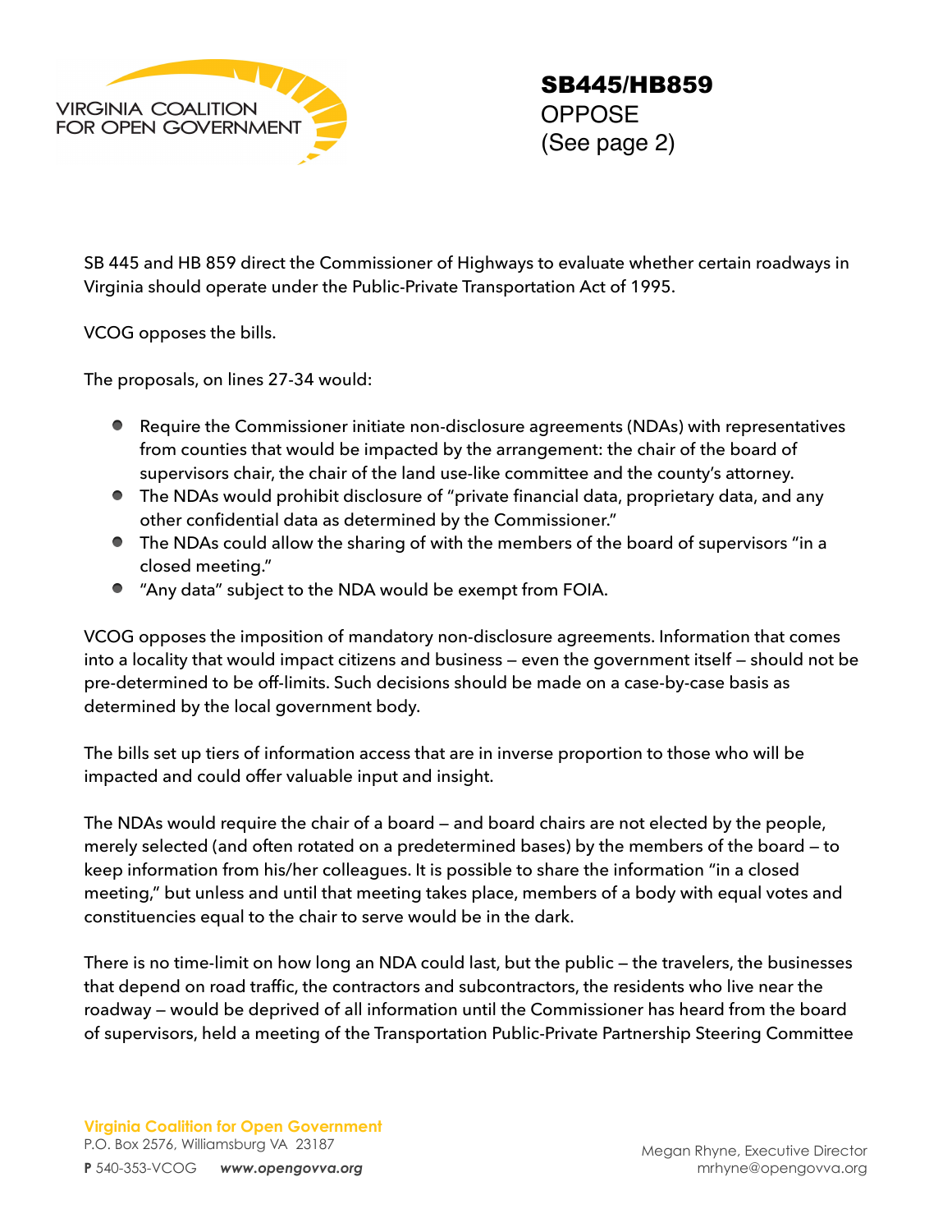VIRGINIA COALITION FOR OPEN GOVERNMENT

# SB445/HB859

OPPOSE
(See page 2)

SB 445 and HB 859 direct the Commissioner of Highways to evaluate whether certain roadways in Virginia should operate under the Public-Private Transportation Act of 1995.

VCOG opposes the bills.

The proposals, on lines 27-34 would:

- Require the Commissioner initiate non-disclosure agreements (NDAs) with representatives from counties that would be impacted by the arrangement: the chair of the board of supervisors chair, the chair of the land use-like committee and the county's attorney.
- The NDAs would prohibit disclosure of "private financial data, proprietary data, and any other confidential data as determined by the Commissioner."
- The NDAs could allow the sharing of with the members of the board of supervisors "in a closed meeting."
- "Any data" subject to the NDA would be exempt from FOIA.

VCOG opposes the imposition of mandatory non-disclosure agreements. Information that comes into a locality that would impact citizens and business — even the government itself — should not be pre-determined to be off-limits. Such decisions should be made on a case-by-case basis as determined by the local government body.

The bills set up tiers of information access that are in inverse proportion to those who will be impacted and could offer valuable input and insight.

The NDAs would require the chair of a board — and board chairs are not elected by the people, merely selected (and often rotated on a predetermined bases) by the members of the board — to keep information from his/her colleagues. It is possible to share the information "in a closed meeting," but unless and until that meeting takes place, members of a body with equal votes and constituencies equal to the chair to serve would be in the dark.

There is no time-limit on how long an NDA could last, but the public — the travelers, the businesses that depend on road traffic, the contractors and subcontractors, the residents who live near the roadway — would be deprived of all information until the Commissioner has heard from the board of supervisors, held a meeting of the Transportation Public-Private Partnership Steering Committee

**Virginia Coalition for Open Government**
P.O. Box 2576, Williamsburg VA 23187
**P** 540-353-VCOG *www.opengovva.org*

Megan Rhyne, Executive Director
mrhyne@opengovva.org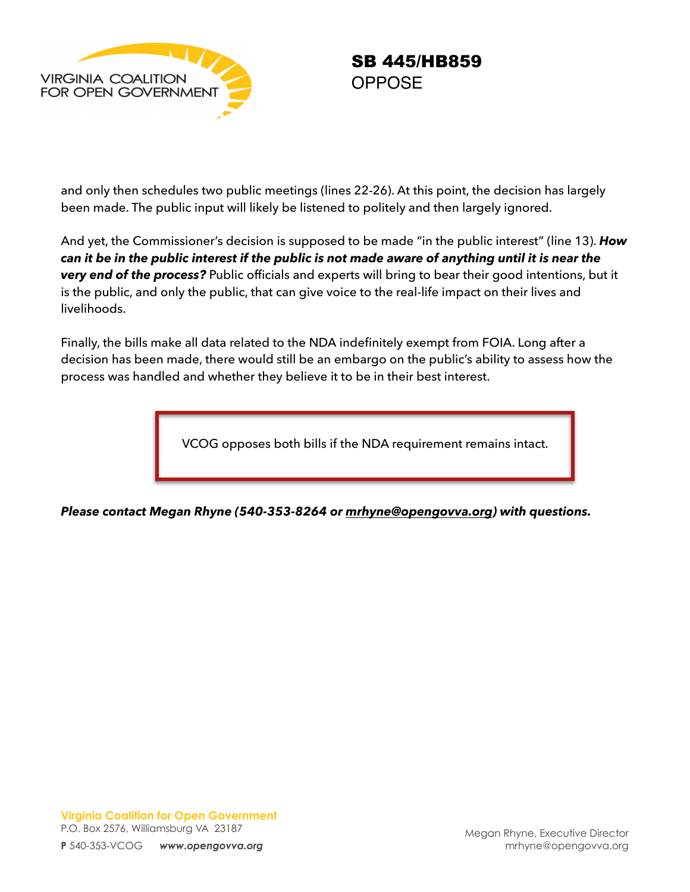# SB 445/HB859
OPPOSE

and only then schedules two public meetings (lines 22-26). At this point, the decision has largely been made. The public input will likely be listened to politely and then largely ignored.

And yet, the Commissioner's decision is supposed to be made "in the public interest" (line 13). ***How can it be in the public interest if the public is not made aware of anything until it is near the very end of the process?*** Public officials and experts will bring to bear their good intentions, but it is the public, and only the public, that can give voice to the real-life impact on their lives and livelihoods.

Finally, the bills make all data related to the NDA indefinitely exempt from FOIA. Long after a decision has been made, there would still be an embargo on the public's ability to assess how the process was handled and whether they believe it to be in their best interest.

VCOG opposes both bills if the NDA requirement remains intact.

***Please contact Megan Rhyne (540-353-8264 or mrhyne@opengovva.org) with questions.***